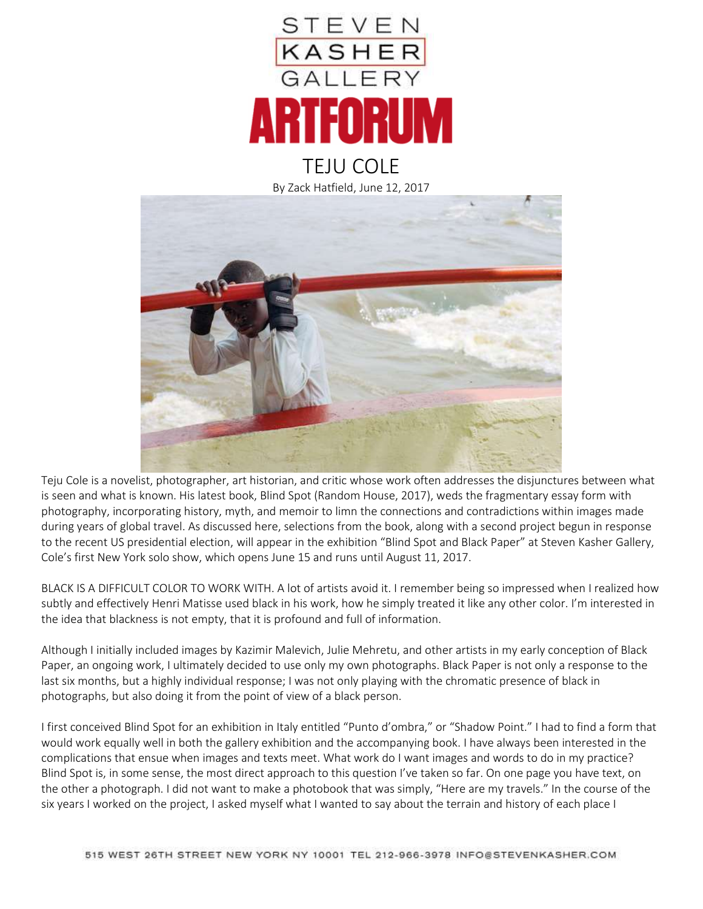STEVEN KASHER GALLERY

ARTFORUM

# TEJU COLE

By Zack Hatfield, June 12, 2017

Teju Cole is a novelist, photographer, art historian, and critic whose work often addresses the disjunctures between what is seen and what is known. His latest book, Blind Spot (Random House, 2017), weds the fragmentary essay form with photography, incorporating history, myth, and memoir to limn the connections and contradictions within images made during years of global travel. As discussed here, selections from the book, along with a second project begun in response to the recent US presidential election, will appear in the exhibition "Blind Spot and Black Paper" at Steven Kasher Gallery, Cole's first New York solo show, which opens June 15 and runs until August 11, 2017.

BLACK IS A DIFFICULT COLOR TO WORK WITH. A lot of artists avoid it. I remember being so impressed when I realized how subtly and effectively Henri Matisse used black in his work, how he simply treated it like any other color. I'm interested in the idea that blackness is not empty, that it is profound and full of information.

Although I initially included images by Kazimir Malevich, Julie Mehretu, and other artists in my early conception of Black Paper, an ongoing work, I ultimately decided to use only my own photographs. Black Paper is not only a response to the last six months, but a highly individual response; I was not only playing with the chromatic presence of black in photographs, but also doing it from the point of view of a black person.

I first conceived Blind Spot for an exhibition in Italy entitled "Punto d'ombra," or "Shadow Point." I had to find a form that would work equally well in both the gallery exhibition and the accompanying book. I have always been interested in the complications that ensue when images and texts meet. What work do I want images and words to do in my practice? Blind Spot is, in some sense, the most direct approach to this question I've taken so far. On one page you have text, on the other a photograph. I did not want to make a photobook that was simply, "Here are my travels." In the course of the six years I worked on the project, I asked myself what I wanted to say about the terrain and history of each place I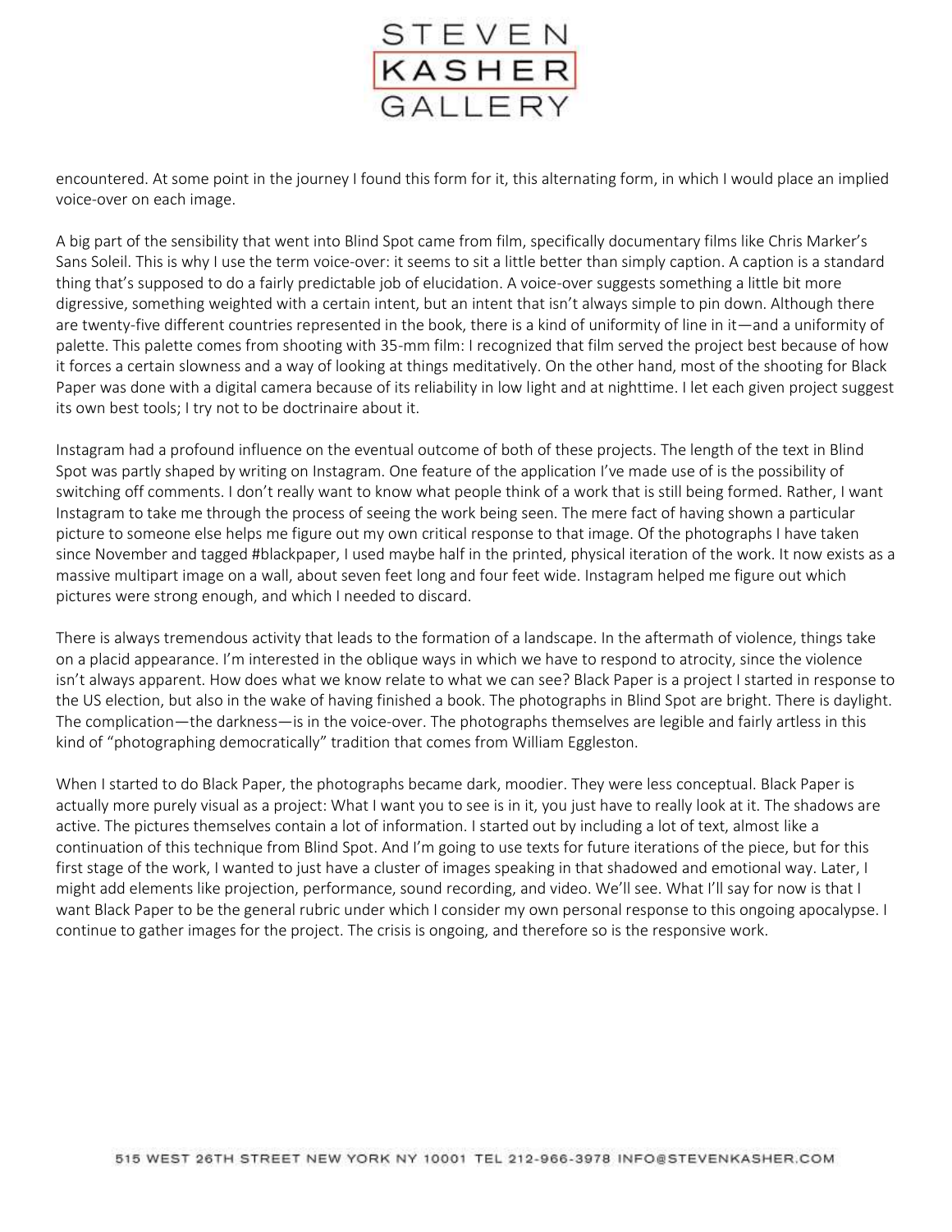encountered. At some point in the journey I found this form for it, this alternating form, in which I would place an implied voice-over on each image.

A big part of the sensibility that went into Blind Spot came from film, specifically documentary films like Chris Marker's Sans Soleil. This is why I use the term voice-over: it seems to sit a little better than simply caption. A caption is a standard thing that's supposed to do a fairly predictable job of elucidation. A voice-over suggests something a little bit more digressive, something weighted with a certain intent, but an intent that isn't always simple to pin down. Although there are twenty-five different countries represented in the book, there is a kind of uniformity of line in it—and a uniformity of palette. This palette comes from shooting with 35-mm film: I recognized that film served the project best because of how it forces a certain slowness and a way of looking at things meditatively. On the other hand, most of the shooting for Black Paper was done with a digital camera because of its reliability in low light and at nighttime. I let each given project suggest its own best tools; I try not to be doctrinaire about it.

Instagram had a profound influence on the eventual outcome of both of these projects. The length of the text in Blind Spot was partly shaped by writing on Instagram. One feature of the application I've made use of is the possibility of switching off comments. I don't really want to know what people think of a work that is still being formed. Rather, I want Instagram to take me through the process of seeing the work being seen. The mere fact of having shown a particular picture to someone else helps me figure out my own critical response to that image. Of the photographs I have taken since November and tagged #blackpaper, I used maybe half in the printed, physical iteration of the work. It now exists as a massive multipart image on a wall, about seven feet long and four feet wide. Instagram helped me figure out which pictures were strong enough, and which I needed to discard.

There is always tremendous activity that leads to the formation of a landscape. In the aftermath of violence, things take on a placid appearance. I'm interested in the oblique ways in which we have to respond to atrocity, since the violence isn't always apparent. How does what we know relate to what we can see? Black Paper is a project I started in response to the US election, but also in the wake of having finished a book. The photographs in Blind Spot are bright. There is daylight. The complication—the darkness—is in the voice-over. The photographs themselves are legible and fairly artless in this kind of "photographing democratically" tradition that comes from William Eggleston.

When I started to do Black Paper, the photographs became dark, moodier. They were less conceptual. Black Paper is actually more purely visual as a project: What I want you to see is in it, you just have to really look at it. The shadows are active. The pictures themselves contain a lot of information. I started out by including a lot of text, almost like a continuation of this technique from Blind Spot. And I'm going to use texts for future iterations of the piece, but for this first stage of the work, I wanted to just have a cluster of images speaking in that shadowed and emotional way. Later, I might add elements like projection, performance, sound recording, and video. We'll see. What I'll say for now is that I want Black Paper to be the general rubric under which I consider my own personal response to this ongoing apocalypse. I continue to gather images for the project. The crisis is ongoing, and therefore so is the responsive work.